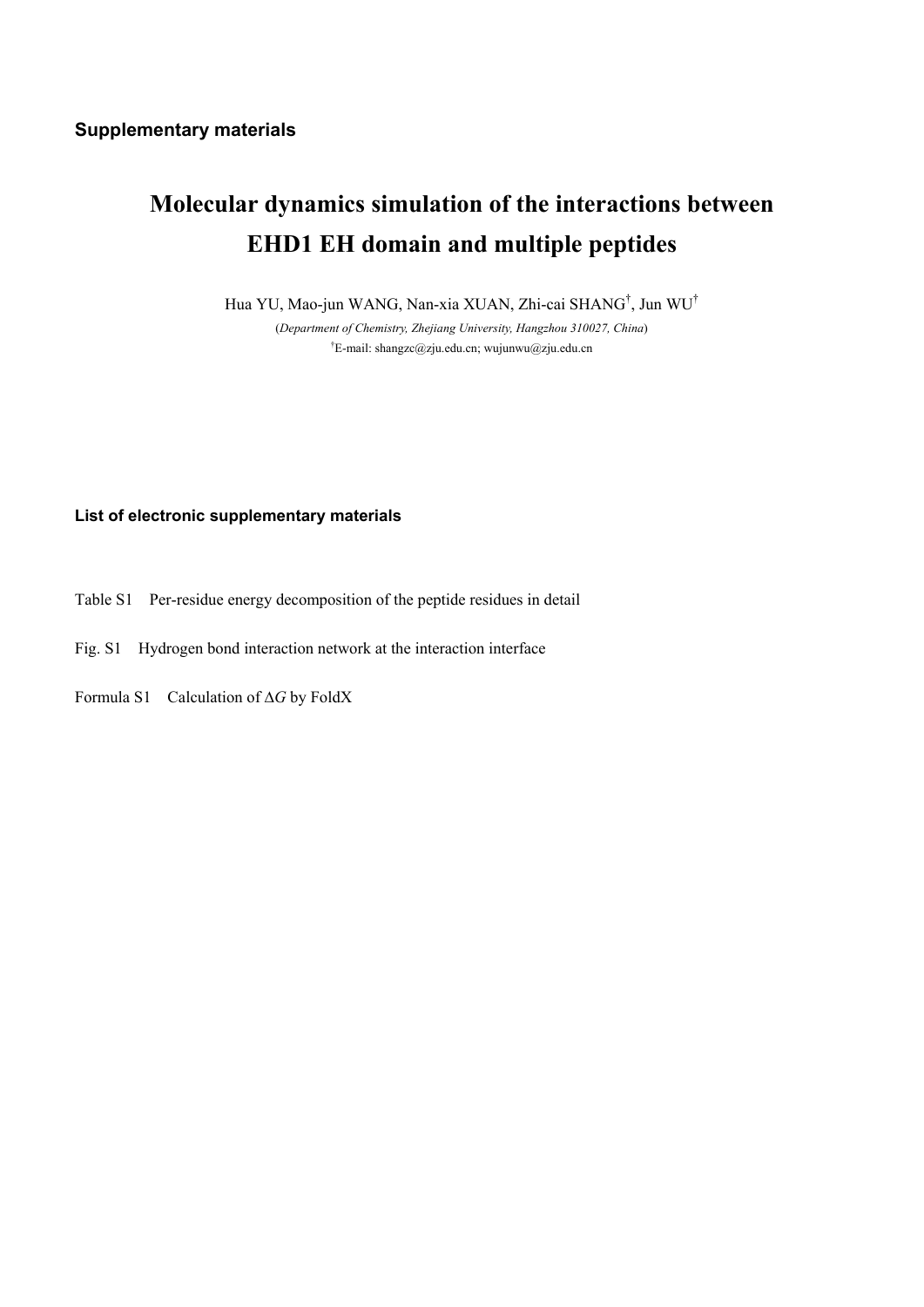**Supplementary materials**

# Molecular dynamics simulation of the interactions between EHD1 EH domain and multiple peptides

Hua YU, Mao-jun WANG, Nan-xia XUAN, Zhi-cai SHANG[†], Jun WU[†]

(*Department of Chemistry, Zhejiang University, Hangzhou 310027, China*)

[†]E-mail: shangzc@zju.edu.cn; wujunwu@zju.edu.cn

**List of electronic supplementary materials**

Table S1 Per-residue energy decomposition of the peptide residues in detail

Fig. S1 Hydrogen bond interaction network at the interaction interface

Formula S1 Calculation of $\Delta G$ by FoldX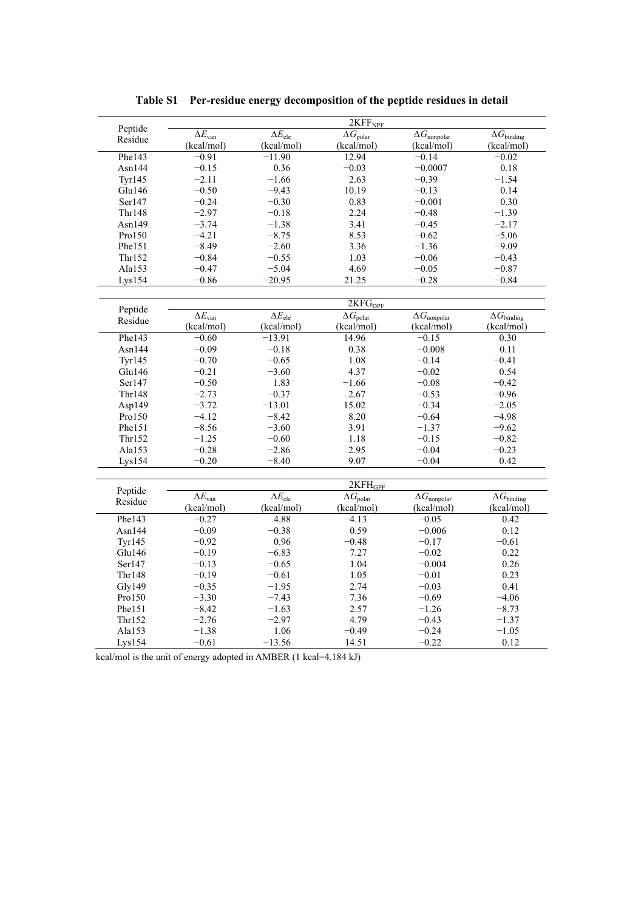**Table S1 Per-residue energy decomposition of the peptide residues in detail**

| Peptide Residue | 2KFF$_{NPF}$ | | | | |
|---|---|---|---|---|---|
| | $\Delta E_{van}$ (kcal/mol) | $\Delta E_{ele}$ (kcal/mol) | $\Delta G_{polar}$ (kcal/mol) | $\Delta G_{nonpolar}$ (kcal/mol) | $\Delta G_{binding}$ (kcal/mol) |
| Phe143 | −0.91 | −11.90 | 12.94 | −0.14 | −0.02 |
| Asn144 | −0.15 | 0.36 | −0.03 | −0.0007 | 0.18 |
| Tyr145 | −2.11 | −1.66 | 2.63 | −0.39 | −1.54 |
| Glu146 | −0.50 | −9.43 | 10.19 | −0.13 | 0.14 |
| Ser147 | −0.24 | −0.30 | 0.83 | −0.001 | 0.30 |
| Thr148 | −2.97 | −0.18 | 2.24 | −0.48 | −1.39 |
| Asn149 | −3.74 | −1.38 | 3.41 | −0.45 | −2.17 |
| Pro150 | −4.21 | −8.75 | 8.53 | −0.62 | −5.06 |
| Phe151 | −8.49 | −2.60 | 3.36 | −1.36 | −9.09 |
| Thr152 | −0.84 | −0.55 | 1.03 | −0.06 | −0.43 |
| Ala153 | −0.47 | −5.04 | 4.69 | −0.05 | −0.87 |
| Lys154 | −0.86 | −20.95 | 21.25 | −0.28 | −0.84 |

| Peptide Residue | 2KFG$_{DPF}$ | | | | |
|---|---|---|---|---|---|
| | $\Delta E_{van}$ (kcal/mol) | $\Delta E_{ele}$ (kcal/mol) | $\Delta G_{polar}$ (kcal/mol) | $\Delta G_{nonpolar}$ (kcal/mol) | $\Delta G_{binding}$ (kcal/mol) |
| Phe143 | −0.60 | −13.91 | 14.96 | −0.15 | 0.30 |
| Asn144 | −0.09 | −0.18 | 0.38 | −0.008 | 0.11 |
| Tyr145 | −0.70 | −0.65 | 1.08 | −0.14 | −0.41 |
| Glu146 | −0.21 | −3.60 | 4.37 | −0.02 | 0.54 |
| Ser147 | −0.50 | 1.83 | −1.66 | −0.08 | −0.42 |
| Thr148 | −2.73 | −0.37 | 2.67 | −0.53 | −0.96 |
| Asp149 | −3.72 | −13.01 | 15.02 | −0.34 | −2.05 |
| Pro150 | −4.12 | −8.42 | 8.20 | −0.64 | −4.98 |
| Phe151 | −8.56 | −3.60 | 3.91 | −1.37 | −9.62 |
| Thr152 | −1.25 | −0.60 | 1.18 | −0.15 | −0.82 |
| Ala153 | −0.28 | −2.86 | 2.95 | −0.04 | −0.23 |
| Lys154 | −0.20 | −8.40 | 9.07 | −0.04 | 0.42 |

| Peptide Residue | 2KFH$_{GPF}$ | | | | |
|---|---|---|---|---|---|
| | $\Delta E_{van}$ (kcal/mol) | $\Delta E_{ele}$ (kcal/mol) | $\Delta G_{polar}$ (kcal/mol) | $\Delta G_{nonpolar}$ (kcal/mol) | $\Delta G_{binding}$ (kcal/mol) |
| Phe143 | −0.27 | 4.88 | −4.13 | −0.05 | 0.42 |
| Asn144 | −0.09 | −0.38 | 0.59 | −0.006 | 0.12 |
| Tyr145 | −0.92 | 0.96 | −0.48 | −0.17 | −0.61 |
| Glu146 | −0.19 | −6.83 | 7.27 | −0.02 | 0.22 |
| Ser147 | −0.13 | −0.65 | 1.04 | −0.004 | 0.26 |
| Thr148 | −0.19 | −0.61 | 1.05 | −0.01 | 0.23 |
| Gly149 | −0.35 | −1.95 | 2.74 | −0.03 | 0.41 |
| Pro150 | −3.30 | −7.43 | 7.36 | −0.69 | −4.06 |
| Phe151 | −8.42 | −1.63 | 2.57 | −1.26 | −8.73 |
| Thr152 | −2.76 | −2.97 | 4.79 | −0.43 | −1.37 |
| Ala153 | −1.38 | 1.06 | −0.49 | −0.24 | −1.05 |
| Lys154 | −0.61 | −13.56 | 14.51 | −0.22 | 0.12 |

kcal/mol is the unit of energy adopted in AMBER (1 kcal=4.184 kJ)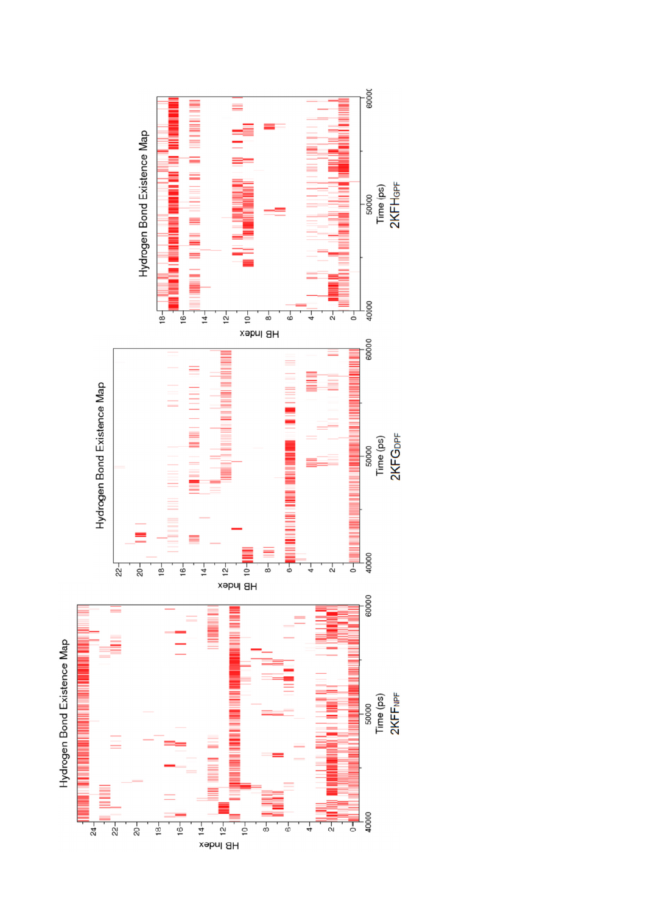Hydrogen Bond Existence Map

Time (ps)

2KFF$_{NPF}$

Hydrogen Bond Existence Map

Time (ps)

2KFG$_{DPF}$

Hydrogen Bond Existence Map

Time (ps)

2KFH$_{GPF}$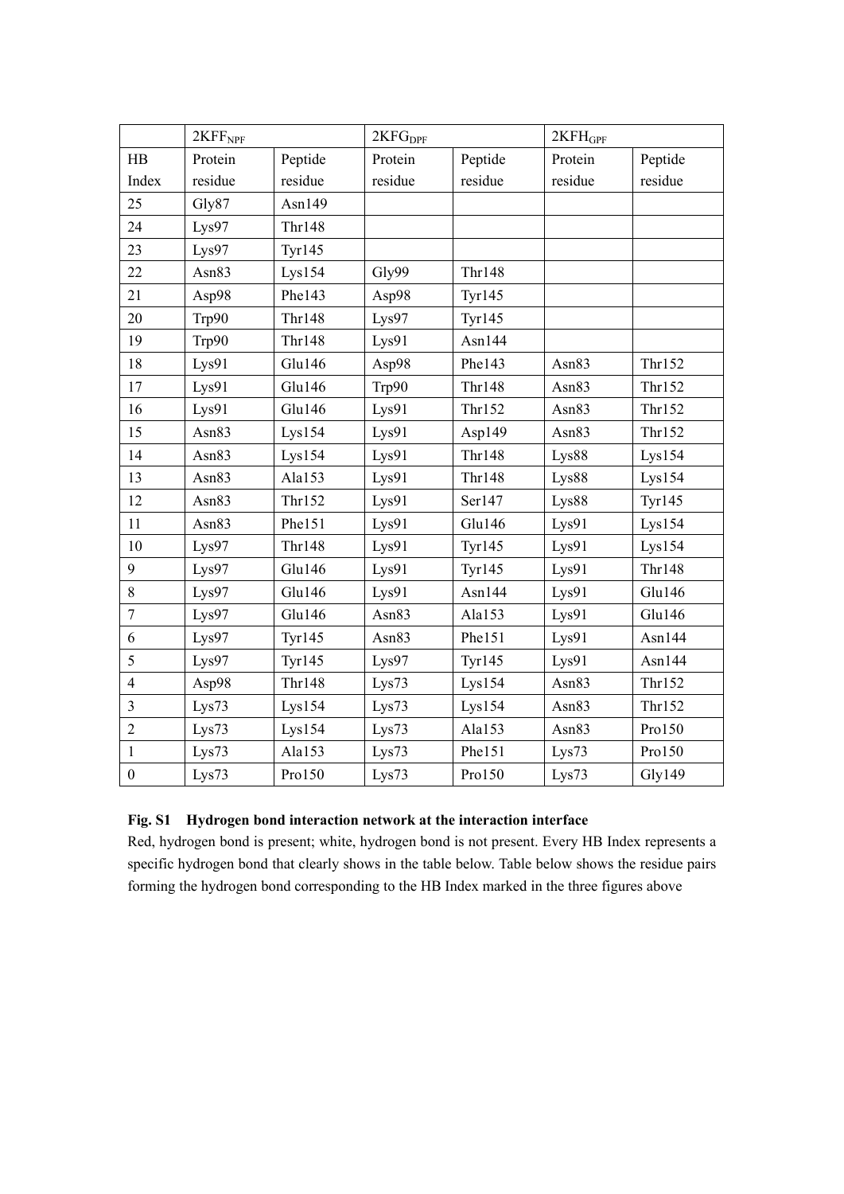| | $2KFF_{NPF}$ | | $2KFG_{DPF}$ | | $2KFH_{GPF}$ | |
|---|---|---|---|---|---|---|
| HB Index | Protein residue | Peptide residue | Protein residue | Peptide residue | Protein residue | Peptide residue |
| 25 | Gly87 | Asn149 | | | | |
| 24 | Lys97 | Thr148 | | | | |
| 23 | Lys97 | Tyr145 | | | | |
| 22 | Asn83 | Lys154 | Gly99 | Thr148 | | |
| 21 | Asp98 | Phe143 | Asp98 | Tyr145 | | |
| 20 | Trp90 | Thr148 | Lys97 | Tyr145 | | |
| 19 | Trp90 | Thr148 | Lys91 | Asn144 | | |
| 18 | Lys91 | Glu146 | Asp98 | Phe143 | Asn83 | Thr152 |
| 17 | Lys91 | Glu146 | Trp90 | Thr148 | Asn83 | Thr152 |
| 16 | Lys91 | Glu146 | Lys91 | Thr152 | Asn83 | Thr152 |
| 15 | Asn83 | Lys154 | Lys91 | Asp149 | Asn83 | Thr152 |
| 14 | Asn83 | Lys154 | Lys91 | Thr148 | Lys88 | Lys154 |
| 13 | Asn83 | Ala153 | Lys91 | Thr148 | Lys88 | Lys154 |
| 12 | Asn83 | Thr152 | Lys91 | Ser147 | Lys88 | Tyr145 |
| 11 | Asn83 | Phe151 | Lys91 | Glu146 | Lys91 | Lys154 |
| 10 | Lys97 | Thr148 | Lys91 | Tyr145 | Lys91 | Lys154 |
| 9 | Lys97 | Glu146 | Lys91 | Tyr145 | Lys91 | Thr148 |
| 8 | Lys97 | Glu146 | Lys91 | Asn144 | Lys91 | Glu146 |
| 7 | Lys97 | Glu146 | Asn83 | Ala153 | Lys91 | Glu146 |
| 6 | Lys97 | Tyr145 | Asn83 | Phe151 | Lys91 | Asn144 |
| 5 | Lys97 | Tyr145 | Lys97 | Tyr145 | Lys91 | Asn144 |
| 4 | Asp98 | Thr148 | Lys73 | Lys154 | Asn83 | Thr152 |
| 3 | Lys73 | Lys154 | Lys73 | Lys154 | Asn83 | Thr152 |
| 2 | Lys73 | Lys154 | Lys73 | Ala153 | Asn83 | Pro150 |
| 1 | Lys73 | Ala153 | Lys73 | Phe151 | Lys73 | Pro150 |
| 0 | Lys73 | Pro150 | Lys73 | Pro150 | Lys73 | Gly149 |

**Fig. S1 Hydrogen bond interaction network at the interaction interface**

Red, hydrogen bond is present; white, hydrogen bond is not present. Every HB Index represents a specific hydrogen bond that clearly shows in the table below. Table below shows the residue pairs forming the hydrogen bond corresponding to the HB Index marked in the three figures above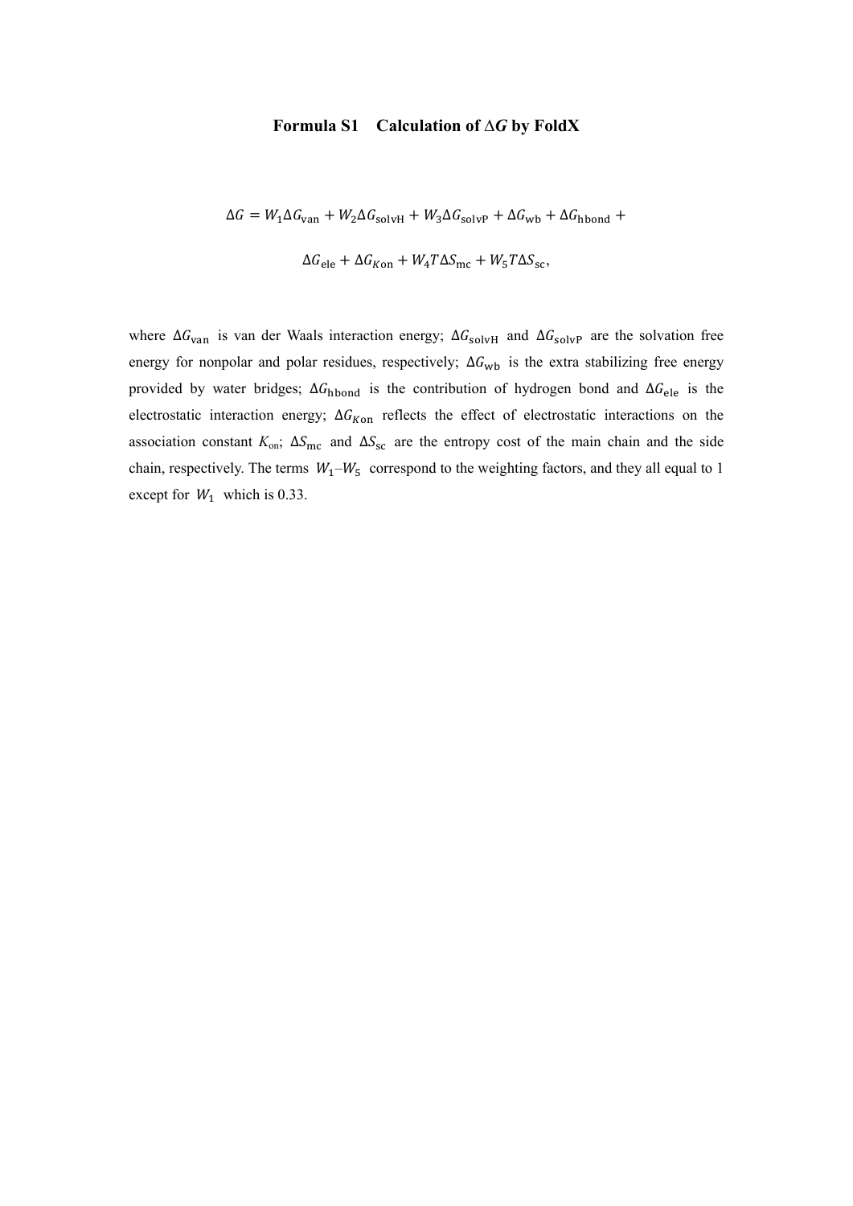# Formula S1 Calculation of $\Delta G$ by FoldX

$$\Delta G = W_1 \Delta G_{\mathrm{van}} + W_2 \Delta G_{\mathrm{solvH}} + W_3 \Delta G_{\mathrm{solvP}} + \Delta G_{\mathrm{wb}} + \Delta G_{\mathrm{hbond}} +$$

$$\Delta G_{\mathrm{ele}} + \Delta G_{K\mathrm{on}} + W_4 T \Delta S_{\mathrm{mc}} + W_5 T \Delta S_{\mathrm{sc}},$$

where $\Delta G_{\mathrm{van}}$ is van der Waals interaction energy; $\Delta G_{\mathrm{solvH}}$ and $\Delta G_{\mathrm{solvP}}$ are the solvation free energy for nonpolar and polar residues, respectively; $\Delta G_{\mathrm{wb}}$ is the extra stabilizing free energy provided by water bridges; $\Delta G_{\mathrm{hbond}}$ is the contribution of hydrogen bond and $\Delta G_{\mathrm{ele}}$ is the electrostatic interaction energy; $\Delta G_{K\mathrm{on}}$ reflects the effect of electrostatic interactions on the association constant $K_{\mathrm{on}}$; $\Delta S_{\mathrm{mc}}$ and $\Delta S_{\mathrm{sc}}$ are the entropy cost of the main chain and the side chain, respectively. The terms $W_1$–$W_5$ correspond to the weighting factors, and they all equal to 1 except for $W_1$ which is 0.33.